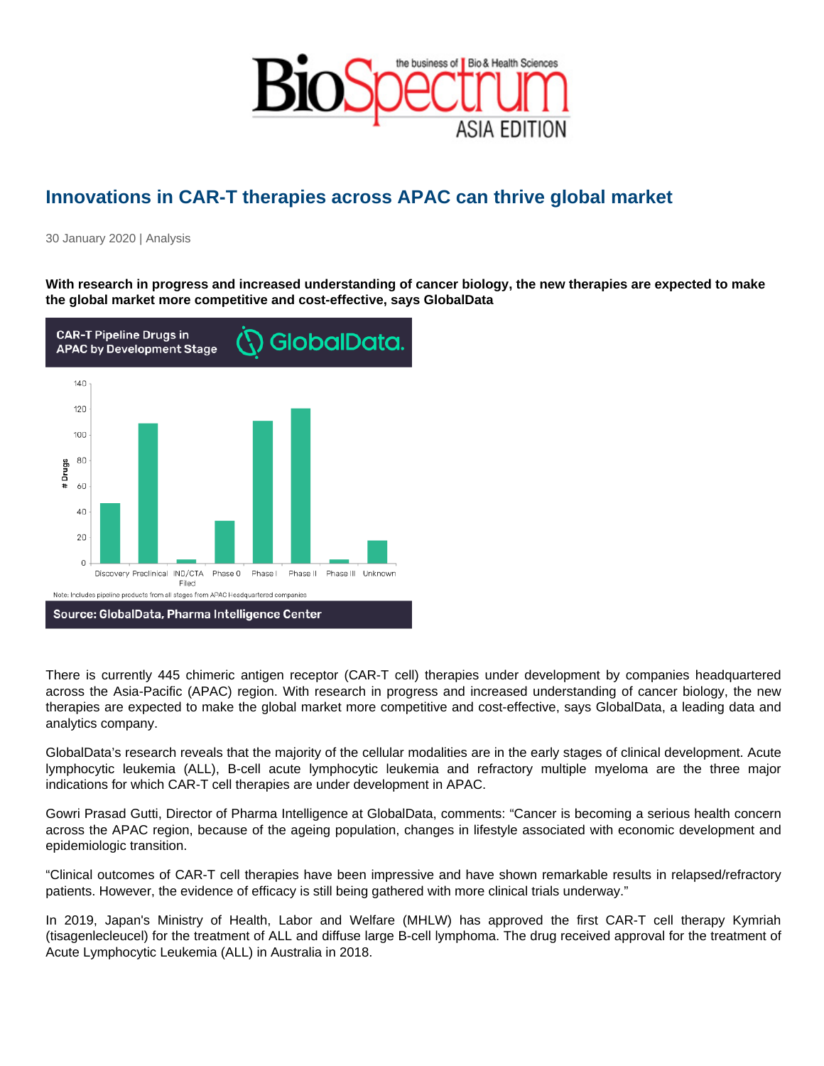# Innovations in CAR-T therapies across APAC can thrive global market

30 January 2020 | Analysis

**With research in progress and increased understanding of cancer biology, the new therapies are expected to make the global market more competitive and cost-effective, says GlobalData**

There is currently 445 chimeric antigen receptor (CAR-T cell) therapies under development by companies headquartered across the Asia-Pacific (APAC) region. With research in progress and increased understanding of cancer biology, the new therapies are expected to make the global market more competitive and cost-effective, says GlobalData, a leading data and analytics company.

GlobalData's research reveals that the majority of the cellular modalities are in the early stages of clinical development. Acute lymphocytic leukemia (ALL), B-cell acute lymphocytic leukemia and refractory multiple myeloma are the three major indications for which CAR-T cell therapies are under development in APAC.

Gowri Prasad Gutti, Director of Pharma Intelligence at GlobalData, comments: "Cancer is becoming a serious health concern across the APAC region, because of the ageing population, changes in lifestyle associated with economic development and epidemiologic transition.

"Clinical outcomes of CAR-T cell therapies have been impressive and have shown remarkable results in relapsed/refractory patients. However, the evidence of efficacy is still being gathered with more clinical trials underway."

In 2019, Japan's Ministry of Health, Labor and Welfare (MHLW) has approved the first CAR-T cell therapy Kymriah (tisagenlecleucel) for the treatment of ALL and diffuse large B-cell lymphoma. The drug received approval for the treatment of Acute Lymphocytic Leukemia (ALL) in Australia in 2018.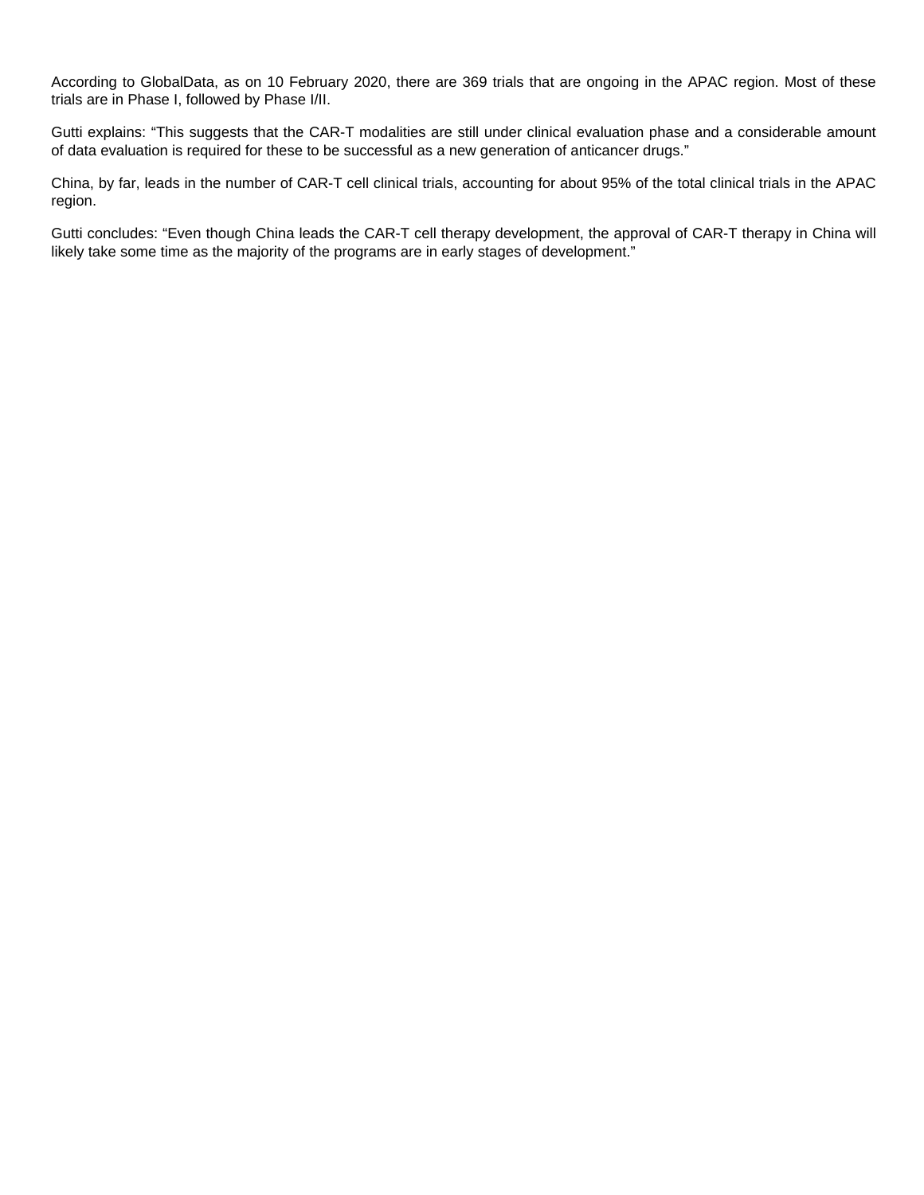According to GlobalData, as on 10 February 2020, there are 369 trials that are ongoing in the APAC region. Most of these trials are in Phase I, followed by Phase I/II.

Gutti explains: “This suggests that the CAR-T modalities are still under clinical evaluation phase and a considerable amount of data evaluation is required for these to be successful as a new generation of anticancer drugs.”

China, by far, leads in the number of CAR-T cell clinical trials, accounting for about 95% of the total clinical trials in the APAC region.

Gutti concludes: “Even though China leads the CAR-T cell therapy development, the approval of CAR-T therapy in China will likely take some time as the majority of the programs are in early stages of development.”